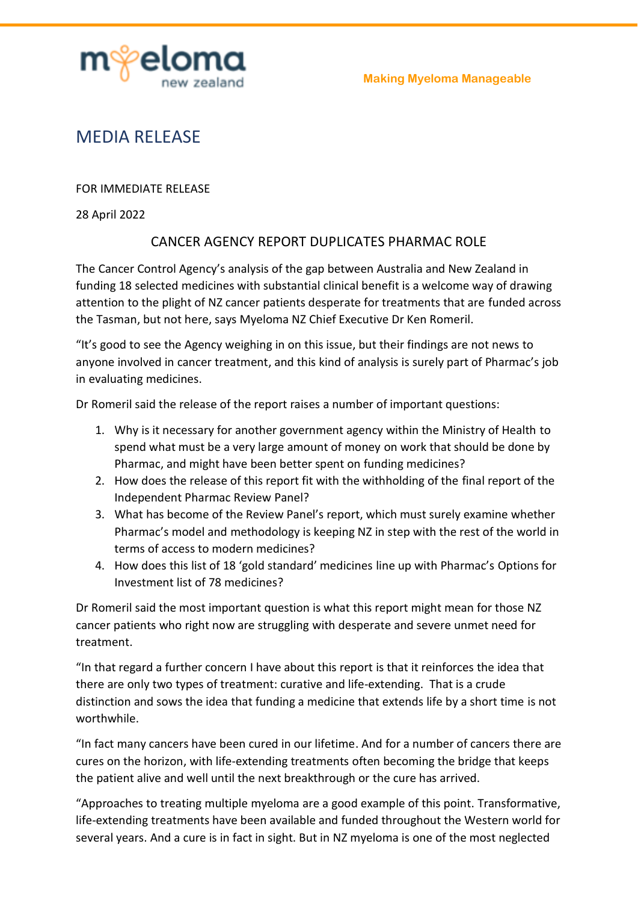myeloma new zealand

Making Myeloma Manageable

# MEDIA RELEASE

FOR IMMEDIATE RELEASE

28 April 2022

## CANCER AGENCY REPORT DUPLICATES PHARMAC ROLE

The Cancer Control Agency's analysis of the gap between Australia and New Zealand in funding 18 selected medicines with substantial clinical benefit is a welcome way of drawing attention to the plight of NZ cancer patients desperate for treatments that are funded across the Tasman, but not here, says Myeloma NZ Chief Executive Dr Ken Romeril.

"It's good to see the Agency weighing in on this issue, but their findings are not news to anyone involved in cancer treatment, and this kind of analysis is surely part of Pharmac's job in evaluating medicines.

Dr Romeril said the release of the report raises a number of important questions:

1. Why is it necessary for another government agency within the Ministry of Health to spend what must be a very large amount of money on work that should be done by Pharmac, and might have been better spent on funding medicines?
2. How does the release of this report fit with the withholding of the final report of the Independent Pharmac Review Panel?
3. What has become of the Review Panel's report, which must surely examine whether Pharmac's model and methodology is keeping NZ in step with the rest of the world in terms of access to modern medicines?
4. How does this list of 18 'gold standard' medicines line up with Pharmac's Options for Investment list of 78 medicines?

Dr Romeril said the most important question is what this report might mean for those NZ cancer patients who right now are struggling with desperate and severe unmet need for treatment.

"In that regard a further concern I have about this report is that it reinforces the idea that there are only two types of treatment: curative and life-extending. That is a crude distinction and sows the idea that funding a medicine that extends life by a short time is not worthwhile.

"In fact many cancers have been cured in our lifetime. And for a number of cancers there are cures on the horizon, with life-extending treatments often becoming the bridge that keeps the patient alive and well until the next breakthrough or the cure has arrived.

"Approaches to treating multiple myeloma are a good example of this point. Transformative, life-extending treatments have been available and funded throughout the Western world for several years. And a cure is in fact in sight. But in NZ myeloma is one of the most neglected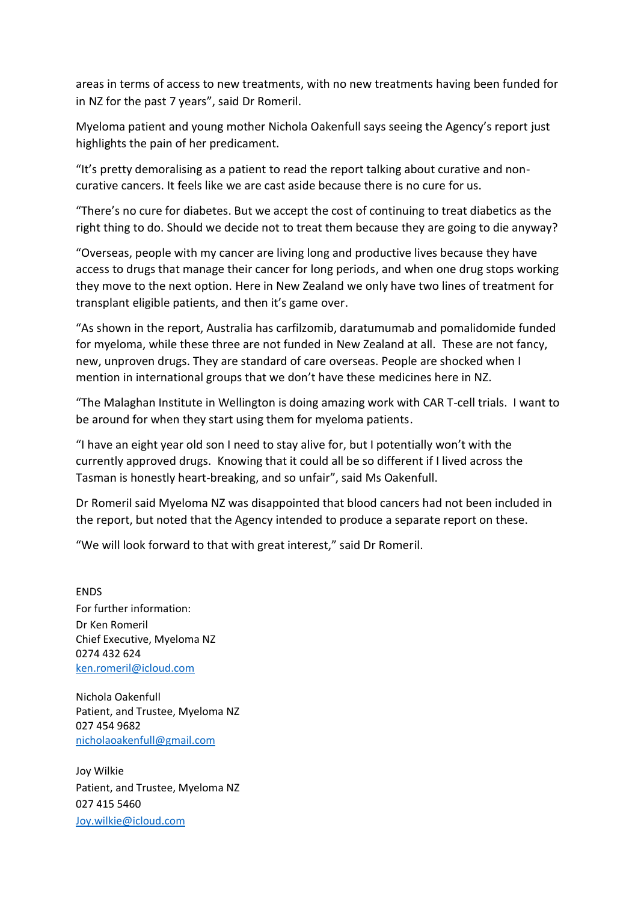areas in terms of access to new treatments, with no new treatments having been funded for in NZ for the past 7 years", said Dr Romeril.

Myeloma patient and young mother Nichola Oakenfull says seeing the Agency's report just highlights the pain of her predicament.

"It's pretty demoralising as a patient to read the report talking about curative and non-curative cancers. It feels like we are cast aside because there is no cure for us.

"There's no cure for diabetes. But we accept the cost of continuing to treat diabetics as the right thing to do. Should we decide not to treat them because they are going to die anyway?

"Overseas, people with my cancer are living long and productive lives because they have access to drugs that manage their cancer for long periods, and when one drug stops working they move to the next option. Here in New Zealand we only have two lines of treatment for transplant eligible patients, and then it's game over.

"As shown in the report, Australia has carfilzomib, daratumumab and pomalidomide funded for myeloma, while these three are not funded in New Zealand at all. These are not fancy, new, unproven drugs. They are standard of care overseas. People are shocked when I mention in international groups that we don't have these medicines here in NZ.

"The Malaghan Institute in Wellington is doing amazing work with CAR T-cell trials. I want to be around for when they start using them for myeloma patients.

"I have an eight year old son I need to stay alive for, but I potentially won't with the currently approved drugs. Knowing that it could all be so different if I lived across the Tasman is honestly heart-breaking, and so unfair", said Ms Oakenfull.

Dr Romeril said Myeloma NZ was disappointed that blood cancers had not been included in the report, but noted that the Agency intended to produce a separate report on these.

"We will look forward to that with great interest," said Dr Romeril.

ENDS

For further information:

Dr Ken Romeril
Chief Executive, Myeloma NZ
0274 432 624
ken.romeril@icloud.com

Nichola Oakenfull
Patient, and Trustee, Myeloma NZ
027 454 9682
nicholaoakenfull@gmail.com

Joy Wilkie
Patient, and Trustee, Myeloma NZ
027 415 5460
Joy.wilkie@icloud.com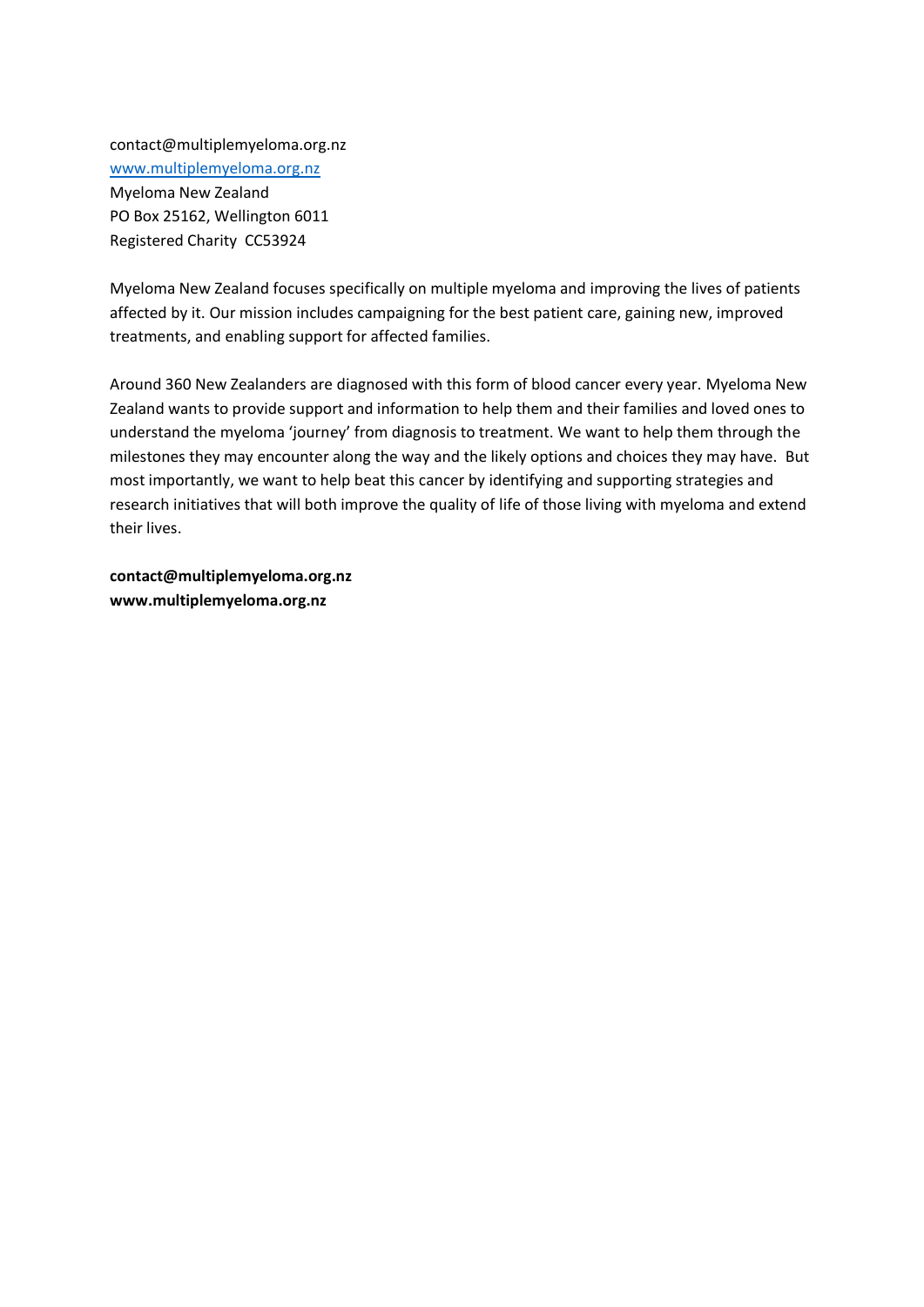contact@multiplemyeloma.org.nz
[www.multiplemyeloma.org.nz](http://www.multiplemyeloma.org.nz)
Myeloma New Zealand
PO Box 25162, Wellington 6011
Registered Charity CC53924

Myeloma New Zealand focuses specifically on multiple myeloma and improving the lives of patients affected by it. Our mission includes campaigning for the best patient care, gaining new, improved treatments, and enabling support for affected families.

Around 360 New Zealanders are diagnosed with this form of blood cancer every year. Myeloma New Zealand wants to provide support and information to help them and their families and loved ones to understand the myeloma 'journey' from diagnosis to treatment. We want to help them through the milestones they may encounter along the way and the likely options and choices they may have. But most importantly, we want to help beat this cancer by identifying and supporting strategies and research initiatives that will both improve the quality of life of those living with myeloma and extend their lives.

**contact@multiplemyeloma.org.nz**
**www.multiplemyeloma.org.nz**